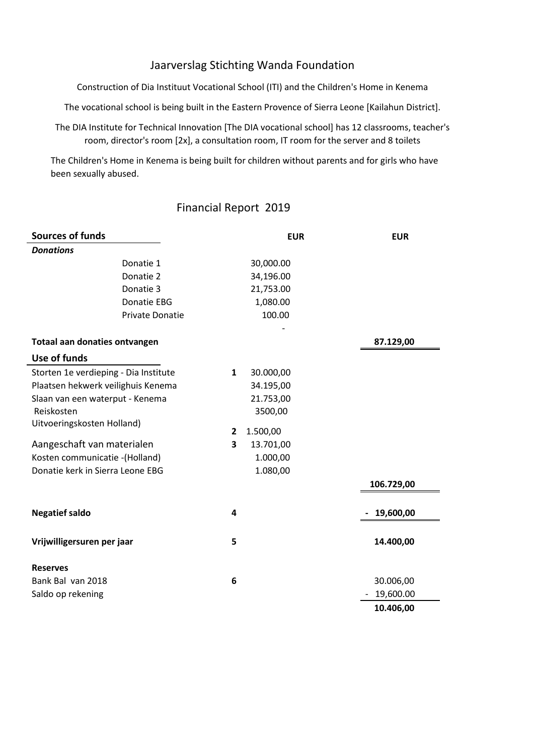# Jaarverslag Stichting Wanda Foundation

Construction of Dia Instituut Vocational School (ITI) and the Children's Home in Kenema

The vocational school is being built in the Eastern Provence of Sierra Leone [Kailahun District].

The DIA Institute for Technical Innovation [The DIA vocational school] has 12 classrooms, teacher's room, director's room [2x], a consultation room, IT room for the server and 8 toilets

The Children's Home in Kenema is being built for children without parents and for girls who have been sexually abused.

## Financial Report 2019

| **Sources of funds** | | **EUR** | **EUR** |
|---|---|---|---|
| ***Donations*** | | | |
| Donatie 1 | | 30,000.00 | |
| Donatie 2 | | 34,196.00 | |
| Donatie 3 | | 21,753.00 | |
| Donatie EBG | | 1,080.00 | |
| Private Donatie | | 100.00 | |
| | | - | |
| **Totaal aan donaties ontvangen** | | | **87.129,00** |
| **Use of funds** | | | |
| Storten 1e verdieping - Dia Institute | **1** | 30.000,00 | |
| Plaatsen hekwerk veilighuis Kenema | | 34.195,00 | |
| Slaan van een waterput - Kenema | | 21.753,00 | |
| Reiskosten | | 3500,00 | |
| Uitvoeringskosten Holland) | **2** | 1.500,00 | |
| Aangeschaft van materialen | **3** | 13.701,00 | |
| Kosten communicatie -(Holland) | | 1.000,00 | |
| Donatie kerk in Sierra Leone EBG | | 1.080,00 | |
| | | | **106.729,00** |
| **Negatief saldo** | **4** | | **- 19,600,00** |
| **Vrijwilligersuren per jaar** | **5** | | **14.400,00** |
| **Reserves** | | | |
| Bank Bal van 2018 | **6** | | 30.006,00 |
| Saldo op rekening | | | - 19,600.00 |
| | | | **10.406,00** |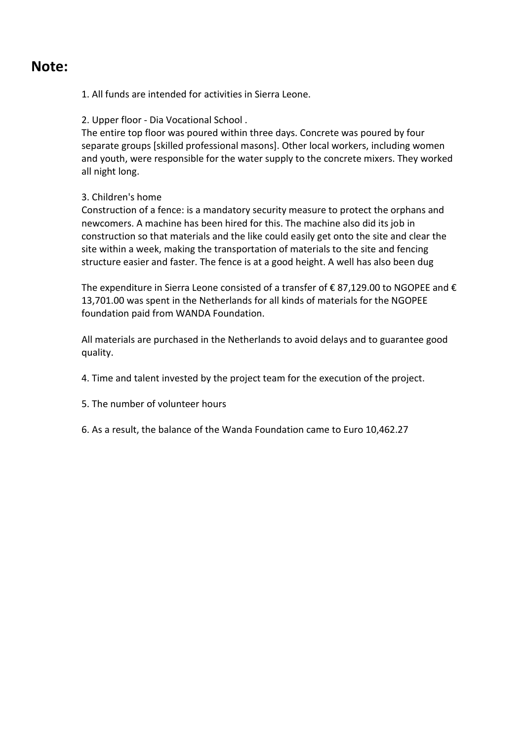## Note:

1. All funds are intended for activities in Sierra Leone.

2. Upper floor - Dia Vocational School .
The entire top floor was poured within three days. Concrete was poured by four separate groups [skilled professional masons]. Other local workers, including women and youth, were responsible for the water supply to the concrete mixers. They worked all night long.

3. Children's home
Construction of a fence: is a mandatory security measure to protect the orphans and newcomers. A machine has been hired for this. The machine also did its job in construction so that materials and the like could easily get onto the site and clear the site within a week, making the transportation of materials to the site and fencing structure easier and faster. The fence is at a good height. A well has also been dug

The expenditure in Sierra Leone consisted of a transfer of € 87,129.00 to NGOPEE and € 13,701.00 was spent in the Netherlands for all kinds of materials for the NGOPEE foundation paid from WANDA Foundation.

All materials are purchased in the Netherlands to avoid delays and to guarantee good quality.

4. Time and talent invested by the project team for the execution of the project.

5. The number of volunteer hours

6. As a result, the balance of the Wanda Foundation came to Euro 10,462.27